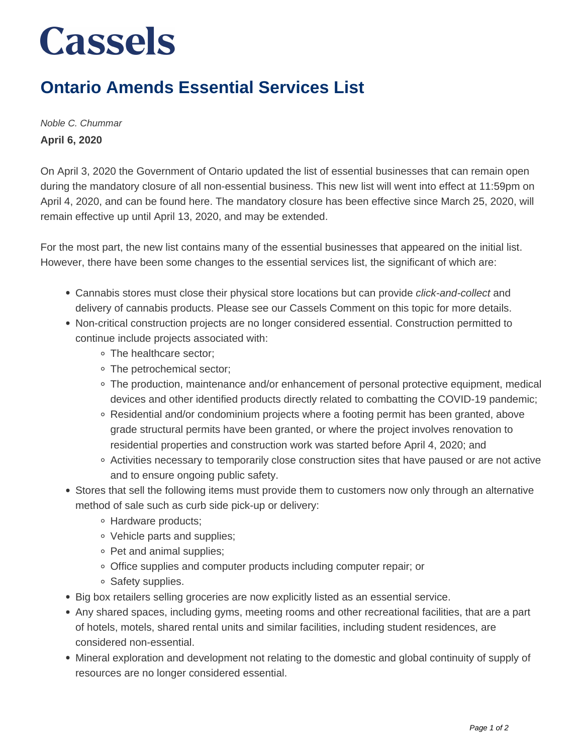# Cassels

## Ontario Amends Essential Services List

*Noble C. Chummar*

**April 6, 2020**

On April 3, 2020 the Government of Ontario updated the list of essential businesses that can remain open during the mandatory closure of all non-essential business. This new list will went into effect at 11:59pm on April 4, 2020, and can be found here. The mandatory closure has been effective since March 25, 2020, will remain effective up until April 13, 2020, and may be extended.

For the most part, the new list contains many of the essential businesses that appeared on the initial list. However, there have been some changes to the essential services list, the significant of which are:

- Cannabis stores must close their physical store locations but can provide *click-and-collect* and delivery of cannabis products. Please see our Cassels Comment on this topic for more details.
- Non-critical construction projects are no longer considered essential. Construction permitted to continue include projects associated with:
  - The healthcare sector;
  - The petrochemical sector;
  - The production, maintenance and/or enhancement of personal protective equipment, medical devices and other identified products directly related to combatting the COVID-19 pandemic;
  - Residential and/or condominium projects where a footing permit has been granted, above grade structural permits have been granted, or where the project involves renovation to residential properties and construction work was started before April 4, 2020; and
  - Activities necessary to temporarily close construction sites that have paused or are not active and to ensure ongoing public safety.
- Stores that sell the following items must provide them to customers now only through an alternative method of sale such as curb side pick-up or delivery:
  - Hardware products;
  - Vehicle parts and supplies;
  - Pet and animal supplies;
  - Office supplies and computer products including computer repair; or
  - Safety supplies.
- Big box retailers selling groceries are now explicitly listed as an essential service.
- Any shared spaces, including gyms, meeting rooms and other recreational facilities, that are a part of hotels, motels, shared rental units and similar facilities, including student residences, are considered non-essential.
- Mineral exploration and development not relating to the domestic and global continuity of supply of resources are no longer considered essential.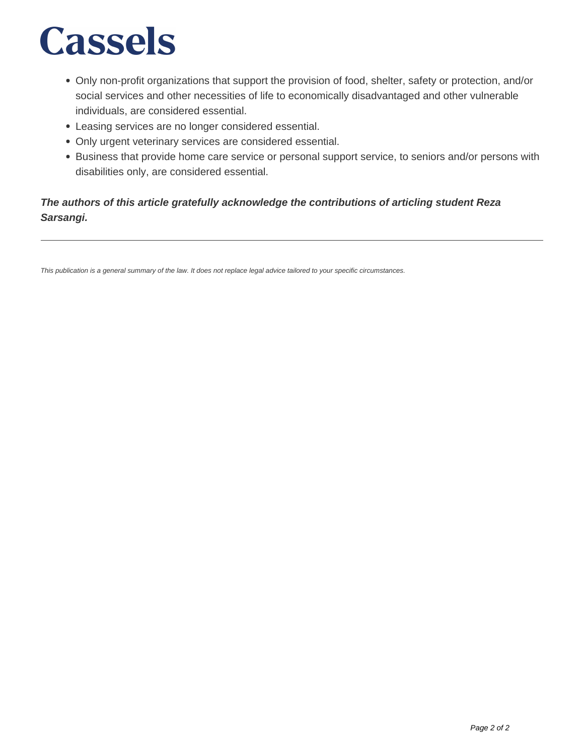- Only non-profit organizations that support the provision of food, shelter, safety or protection, and/or social services and other necessities of life to economically disadvantaged and other vulnerable individuals, are considered essential.
- Leasing services are no longer considered essential.
- Only urgent veterinary services are considered essential.
- Business that provide home care service or personal support service, to seniors and/or persons with disabilities only, are considered essential.

***The authors of this article gratefully acknowledge the contributions of articling student Reza Sarsangi.***

---

*This publication is a general summary of the law. It does not replace legal advice tailored to your specific circumstances.*